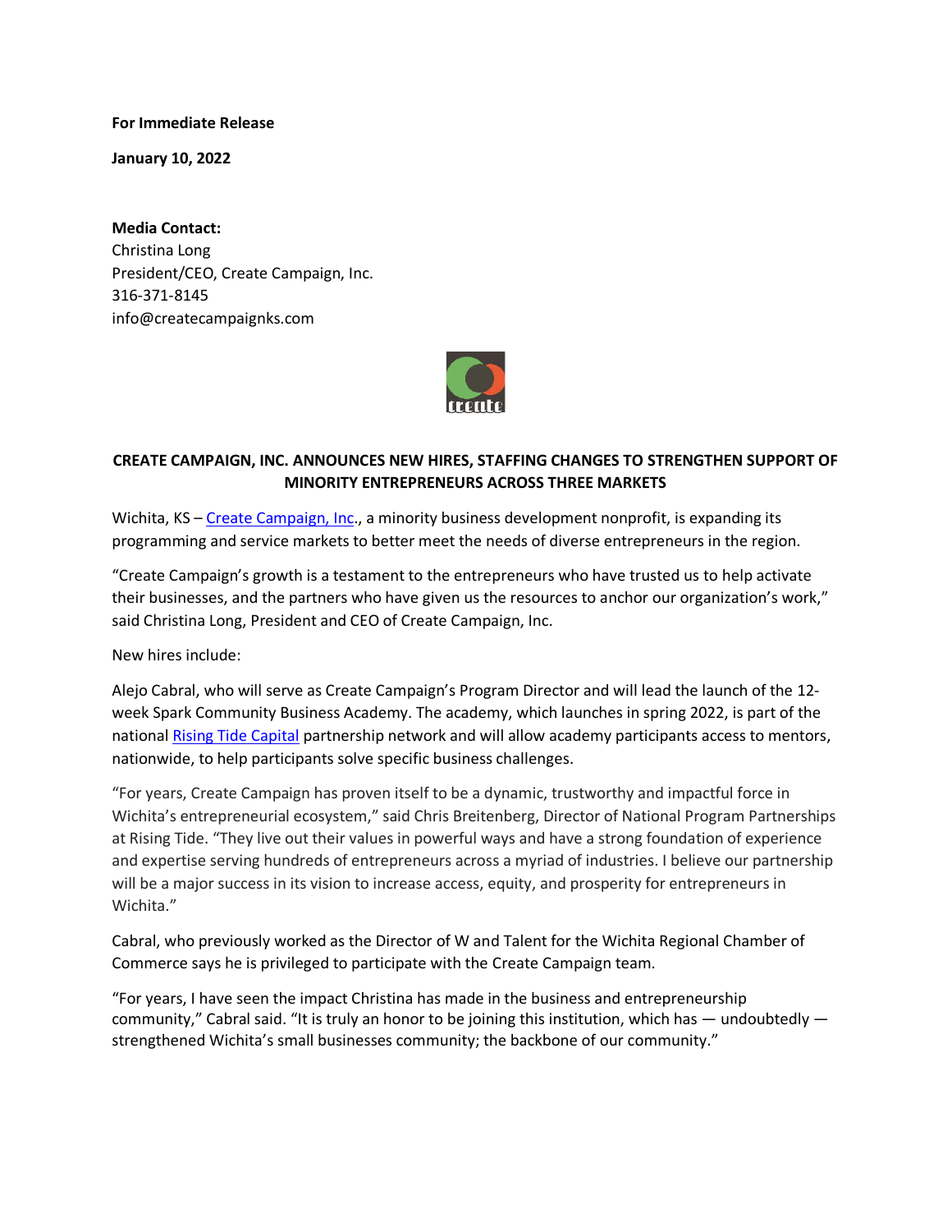**For Immediate Release**

**January 10, 2022**

**Media Contact:**
Christina Long
President/CEO, Create Campaign, Inc.
316-371-8145
info@createcampaignks.com

**CREATE CAMPAIGN, INC. ANNOUNCES NEW HIRES, STAFFING CHANGES TO STRENGTHEN SUPPORT OF MINORITY ENTREPRENEURS ACROSS THREE MARKETS**

Wichita, KS – Create Campaign, Inc., a minority business development nonprofit, is expanding its programming and service markets to better meet the needs of diverse entrepreneurs in the region.

"Create Campaign's growth is a testament to the entrepreneurs who have trusted us to help activate their businesses, and the partners who have given us the resources to anchor our organization's work," said Christina Long, President and CEO of Create Campaign, Inc.

New hires include:

Alejo Cabral, who will serve as Create Campaign's Program Director and will lead the launch of the 12-week Spark Community Business Academy. The academy, which launches in spring 2022, is part of the national Rising Tide Capital partnership network and will allow academy participants access to mentors, nationwide, to help participants solve specific business challenges.

"For years, Create Campaign has proven itself to be a dynamic, trustworthy and impactful force in Wichita's entrepreneurial ecosystem," said Chris Breitenberg, Director of National Program Partnerships at Rising Tide. "They live out their values in powerful ways and have a strong foundation of experience and expertise serving hundreds of entrepreneurs across a myriad of industries. I believe our partnership will be a major success in its vision to increase access, equity, and prosperity for entrepreneurs in Wichita."

Cabral, who previously worked as the Director of W and Talent for the Wichita Regional Chamber of Commerce says he is privileged to participate with the Create Campaign team.

"For years, I have seen the impact Christina has made in the business and entrepreneurship community," Cabral said. "It is truly an honor to be joining this institution, which has — undoubtedly — strengthened Wichita's small businesses community; the backbone of our community."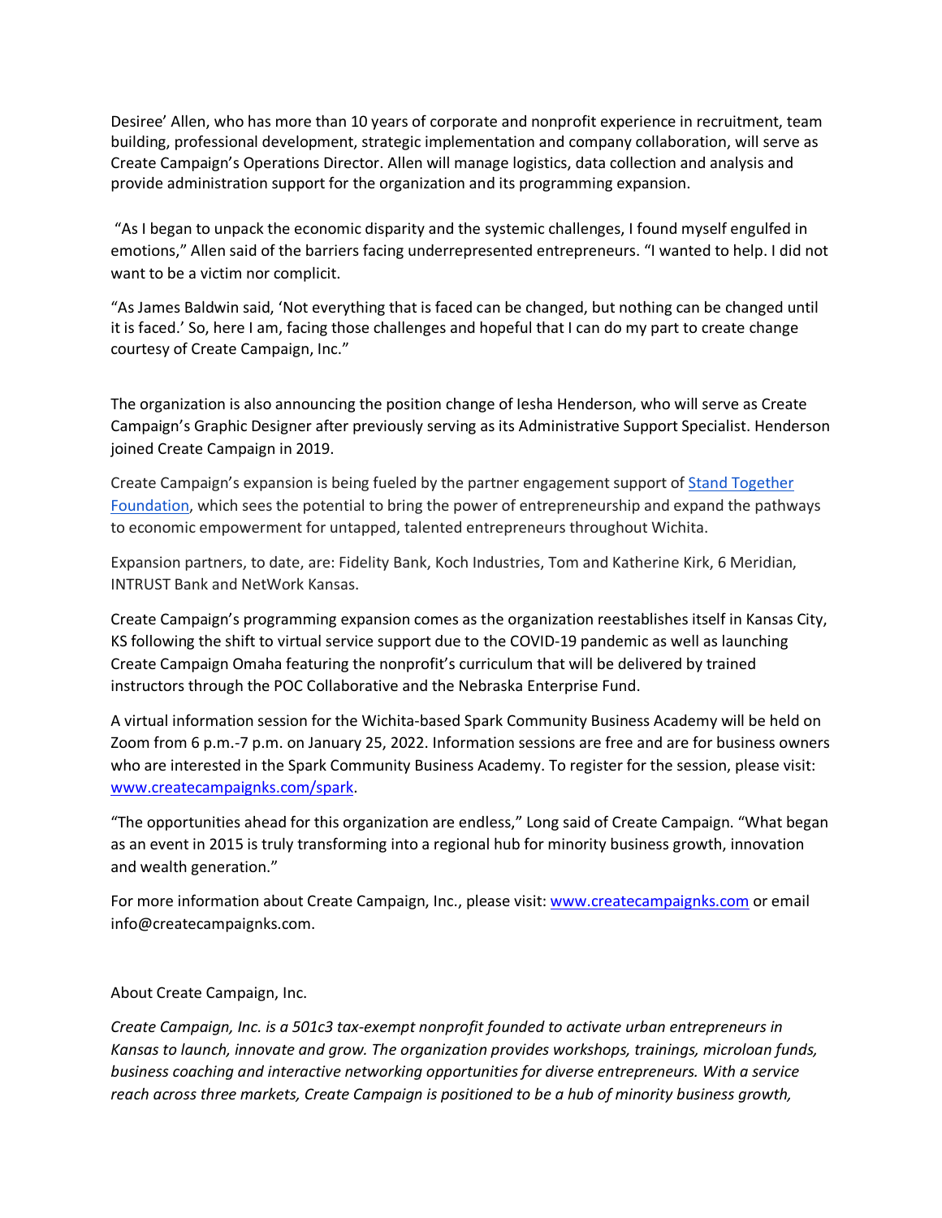Desiree' Allen, who has more than 10 years of corporate and nonprofit experience in recruitment, team building, professional development, strategic implementation and company collaboration, will serve as Create Campaign's Operations Director. Allen will manage logistics, data collection and analysis and provide administration support for the organization and its programming expansion.

"As I began to unpack the economic disparity and the systemic challenges, I found myself engulfed in emotions," Allen said of the barriers facing underrepresented entrepreneurs. "I wanted to help. I did not want to be a victim nor complicit.

"As James Baldwin said, 'Not everything that is faced can be changed, but nothing can be changed until it is faced.' So, here I am, facing those challenges and hopeful that I can do my part to create change courtesy of Create Campaign, Inc."

The organization is also announcing the position change of Iesha Henderson, who will serve as Create Campaign's Graphic Designer after previously serving as its Administrative Support Specialist. Henderson joined Create Campaign in 2019.

Create Campaign's expansion is being fueled by the partner engagement support of [Stand Together Foundation](), which sees the potential to bring the power of entrepreneurship and expand the pathways to economic empowerment for untapped, talented entrepreneurs throughout Wichita.

Expansion partners, to date, are: Fidelity Bank, Koch Industries, Tom and Katherine Kirk, 6 Meridian, INTRUST Bank and NetWork Kansas.

Create Campaign's programming expansion comes as the organization reestablishes itself in Kansas City, KS following the shift to virtual service support due to the COVID-19 pandemic as well as launching Create Campaign Omaha featuring the nonprofit's curriculum that will be delivered by trained instructors through the POC Collaborative and the Nebraska Enterprise Fund.

A virtual information session for the Wichita-based Spark Community Business Academy will be held on Zoom from 6 p.m.-7 p.m. on January 25, 2022. Information sessions are free and are for business owners who are interested in the Spark Community Business Academy. To register for the session, please visit: [www.createcampaignks.com/spark](www.createcampaignks.com/spark).

"The opportunities ahead for this organization are endless," Long said of Create Campaign. "What began as an event in 2015 is truly transforming into a regional hub for minority business growth, innovation and wealth generation."

For more information about Create Campaign, Inc., please visit: [www.createcampaignks.com](www.createcampaignks.com) or email info@createcampaignks.com.

About Create Campaign, Inc.

*Create Campaign, Inc. is a 501c3 tax-exempt nonprofit founded to activate urban entrepreneurs in Kansas to launch, innovate and grow. The organization provides workshops, trainings, microloan funds, business coaching and interactive networking opportunities for diverse entrepreneurs. With a service reach across three markets, Create Campaign is positioned to be a hub of minority business growth,*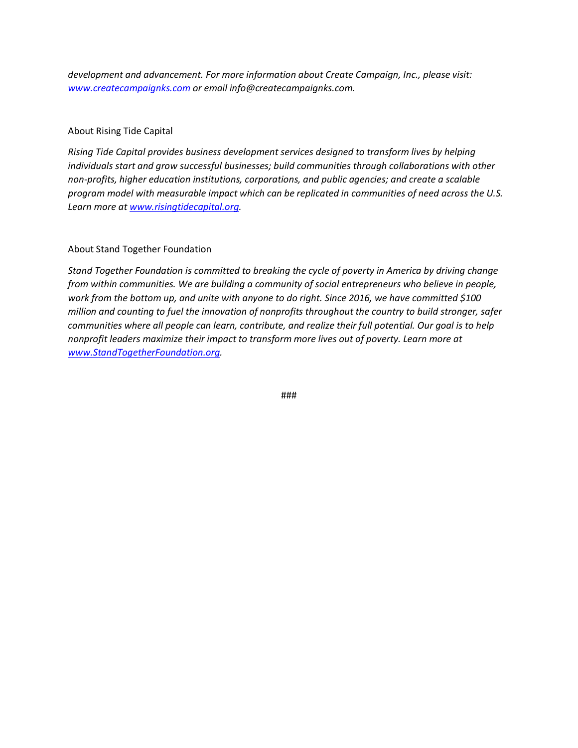*development and advancement. For more information about Create Campaign, Inc., please visit: [www.createcampaignks.com](http://www.createcampaignks.com) or email info@createcampaignks.com.*

About Rising Tide Capital

*Rising Tide Capital provides business development services designed to transform lives by helping individuals start and grow successful businesses; build communities through collaborations with other non-profits, higher education institutions, corporations, and public agencies; and create a scalable program model with measurable impact which can be replicated in communities of need across the U.S. Learn more at [www.risingtidecapital.org](http://www.risingtidecapital.org).*

About Stand Together Foundation

*Stand Together Foundation is committed to breaking the cycle of poverty in America by driving change from within communities. We are building a community of social entrepreneurs who believe in people, work from the bottom up, and unite with anyone to do right. Since 2016, we have committed $100 million and counting to fuel the innovation of nonprofits throughout the country to build stronger, safer communities where all people can learn, contribute, and realize their full potential. Our goal is to help nonprofit leaders maximize their impact to transform more lives out of poverty. Learn more at [www.StandTogetherFoundation.org](http://www.StandTogetherFoundation.org).*

###